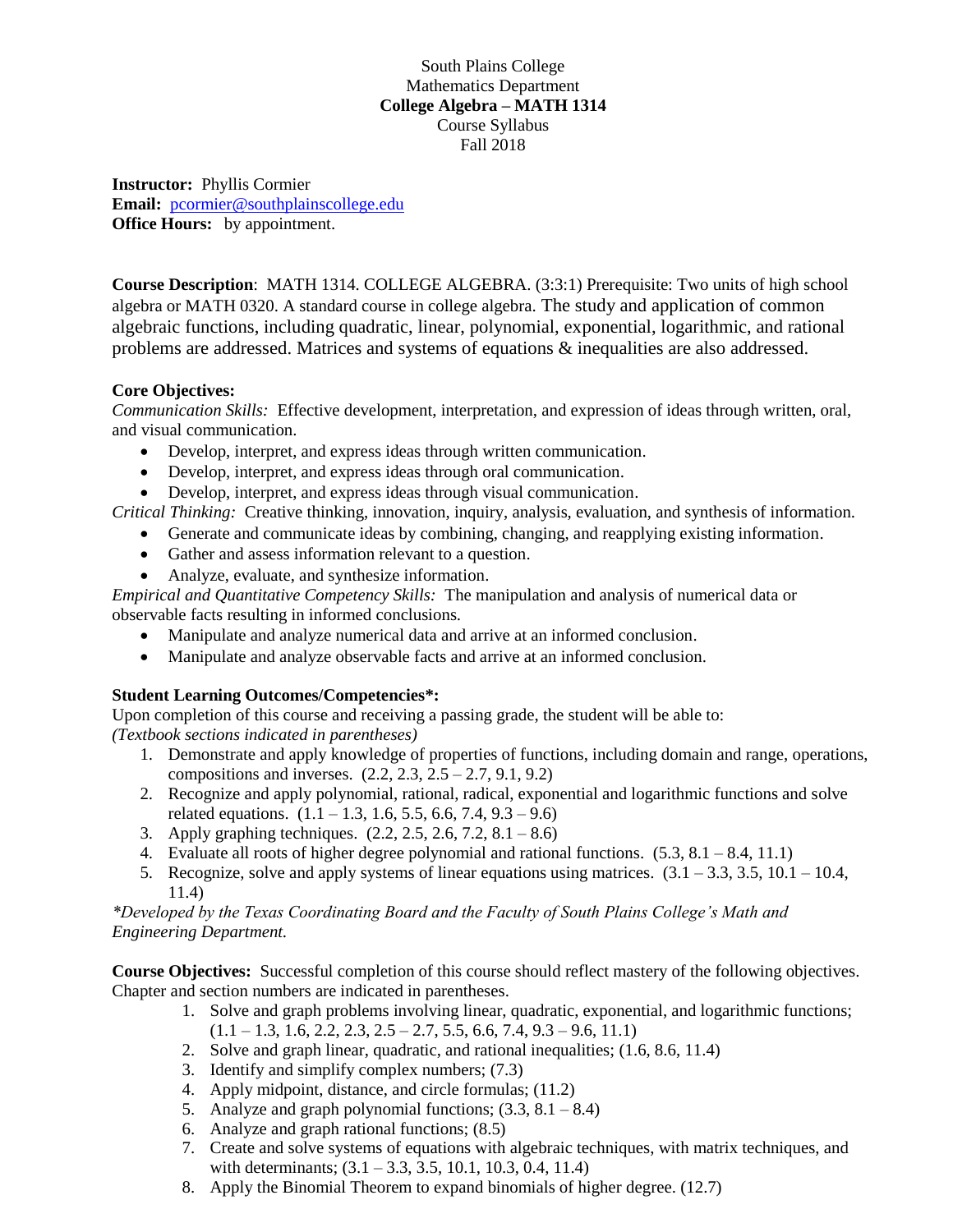South Plains College
Mathematics Department
**College Algebra – MATH 1314**
Course Syllabus
Fall 2018

**Instructor:** Phyllis Cormier
**Email:** pcormier@southplainscollege.edu
**Office Hours:** by appointment.

**Course Description**: MATH 1314. COLLEGE ALGEBRA. (3:3:1) Prerequisite: Two units of high school algebra or MATH 0320. A standard course in college algebra. The study and application of common algebraic functions, including quadratic, linear, polynomial, exponential, logarithmic, and rational problems are addressed. Matrices and systems of equations & inequalities are also addressed.

**Core Objectives:**

*Communication Skills:* Effective development, interpretation, and expression of ideas through written, oral, and visual communication.

- Develop, interpret, and express ideas through written communication.
- Develop, interpret, and express ideas through oral communication.
- Develop, interpret, and express ideas through visual communication.

*Critical Thinking:* Creative thinking, innovation, inquiry, analysis, evaluation, and synthesis of information.

- Generate and communicate ideas by combining, changing, and reapplying existing information.
- Gather and assess information relevant to a question.
- Analyze, evaluate, and synthesize information.

*Empirical and Quantitative Competency Skills:* The manipulation and analysis of numerical data or observable facts resulting in informed conclusions.

- Manipulate and analyze numerical data and arrive at an informed conclusion.
- Manipulate and analyze observable facts and arrive at an informed conclusion.

**Student Learning Outcomes/Competencies*:**

Upon completion of this course and receiving a passing grade, the student will be able to:
*(Textbook sections indicated in parentheses)*

1. Demonstrate and apply knowledge of properties of functions, including domain and range, operations, compositions and inverses. (2.2, 2.3, 2.5 – 2.7, 9.1, 9.2)
2. Recognize and apply polynomial, rational, radical, exponential and logarithmic functions and solve related equations. (1.1 – 1.3, 1.6, 5.5, 6.6, 7.4, 9.3 – 9.6)
3. Apply graphing techniques. (2.2, 2.5, 2.6, 7.2, 8.1 – 8.6)
4. Evaluate all roots of higher degree polynomial and rational functions. (5.3, 8.1 – 8.4, 11.1)
5. Recognize, solve and apply systems of linear equations using matrices. (3.1 – 3.3, 3.5, 10.1 – 10.4, 11.4)

*\*Developed by the Texas Coordinating Board and the Faculty of South Plains College's Math and Engineering Department.*

**Course Objectives:** Successful completion of this course should reflect mastery of the following objectives. Chapter and section numbers are indicated in parentheses.

1. Solve and graph problems involving linear, quadratic, exponential, and logarithmic functions; (1.1 – 1.3, 1.6, 2.2, 2.3, 2.5 – 2.7, 5.5, 6.6, 7.4, 9.3 – 9.6, 11.1)
2. Solve and graph linear, quadratic, and rational inequalities; (1.6, 8.6, 11.4)
3. Identify and simplify complex numbers; (7.3)
4. Apply midpoint, distance, and circle formulas; (11.2)
5. Analyze and graph polynomial functions; (3.3, 8.1 – 8.4)
6. Analyze and graph rational functions; (8.5)
7. Create and solve systems of equations with algebraic techniques, with matrix techniques, and with determinants; (3.1 – 3.3, 3.5, 10.1, 10.3, 0.4, 11.4)
8. Apply the Binomial Theorem to expand binomials of higher degree. (12.7)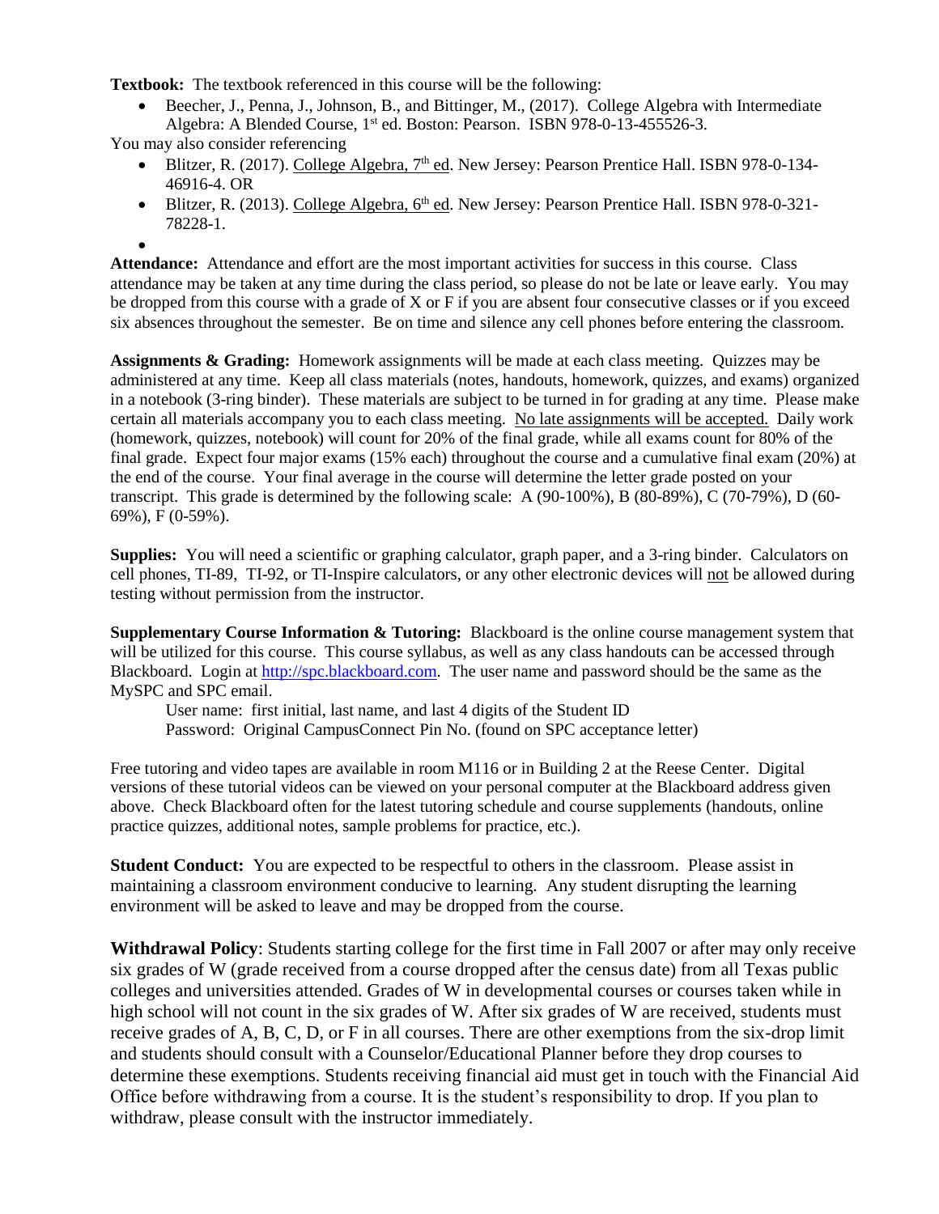**Textbook:** The textbook referenced in this course will be the following:

- Beecher, J., Penna, J., Johnson, B., and Bittinger, M., (2017). College Algebra with Intermediate Algebra: A Blended Course, 1st ed. Boston: Pearson. ISBN 978-0-13-455526-3.

You may also consider referencing

- Blitzer, R. (2017). College Algebra, 7th ed. New Jersey: Pearson Prentice Hall. ISBN 978-0-134-46916-4. OR
- Blitzer, R. (2013). College Algebra, 6th ed. New Jersey: Pearson Prentice Hall. ISBN 978-0-321-78228-1.

**Attendance:** Attendance and effort are the most important activities for success in this course. Class attendance may be taken at any time during the class period, so please do not be late or leave early. You may be dropped from this course with a grade of X or F if you are absent four consecutive classes or if you exceed six absences throughout the semester. Be on time and silence any cell phones before entering the classroom.

**Assignments & Grading:** Homework assignments will be made at each class meeting. Quizzes may be administered at any time. Keep all class materials (notes, handouts, homework, quizzes, and exams) organized in a notebook (3-ring binder). These materials are subject to be turned in for grading at any time. Please make certain all materials accompany you to each class meeting. No late assignments will be accepted. Daily work (homework, quizzes, notebook) will count for 20% of the final grade, while all exams count for 80% of the final grade. Expect four major exams (15% each) throughout the course and a cumulative final exam (20%) at the end of the course. Your final average in the course will determine the letter grade posted on your transcript. This grade is determined by the following scale: A (90-100%), B (80-89%), C (70-79%), D (60-69%), F (0-59%).

**Supplies:** You will need a scientific or graphing calculator, graph paper, and a 3-ring binder. Calculators on cell phones, TI-89, TI-92, or TI-Inspire calculators, or any other electronic devices will not be allowed during testing without permission from the instructor.

**Supplementary Course Information & Tutoring:** Blackboard is the online course management system that will be utilized for this course. This course syllabus, as well as any class handouts can be accessed through Blackboard. Login at http://spc.blackboard.com. The user name and password should be the same as the MySPC and SPC email.

User name: first initial, last name, and last 4 digits of the Student ID
Password: Original CampusConnect Pin No. (found on SPC acceptance letter)

Free tutoring and video tapes are available in room M116 or in Building 2 at the Reese Center. Digital versions of these tutorial videos can be viewed on your personal computer at the Blackboard address given above. Check Blackboard often for the latest tutoring schedule and course supplements (handouts, online practice quizzes, additional notes, sample problems for practice, etc.).

**Student Conduct:** You are expected to be respectful to others in the classroom. Please assist in maintaining a classroom environment conducive to learning. Any student disrupting the learning environment will be asked to leave and may be dropped from the course.

**Withdrawal Policy**: Students starting college for the first time in Fall 2007 or after may only receive six grades of W (grade received from a course dropped after the census date) from all Texas public colleges and universities attended. Grades of W in developmental courses or courses taken while in high school will not count in the six grades of W. After six grades of W are received, students must receive grades of A, B, C, D, or F in all courses. There are other exemptions from the six-drop limit and students should consult with a Counselor/Educational Planner before they drop courses to determine these exemptions. Students receiving financial aid must get in touch with the Financial Aid Office before withdrawing from a course. It is the student's responsibility to drop. If you plan to withdraw, please consult with the instructor immediately.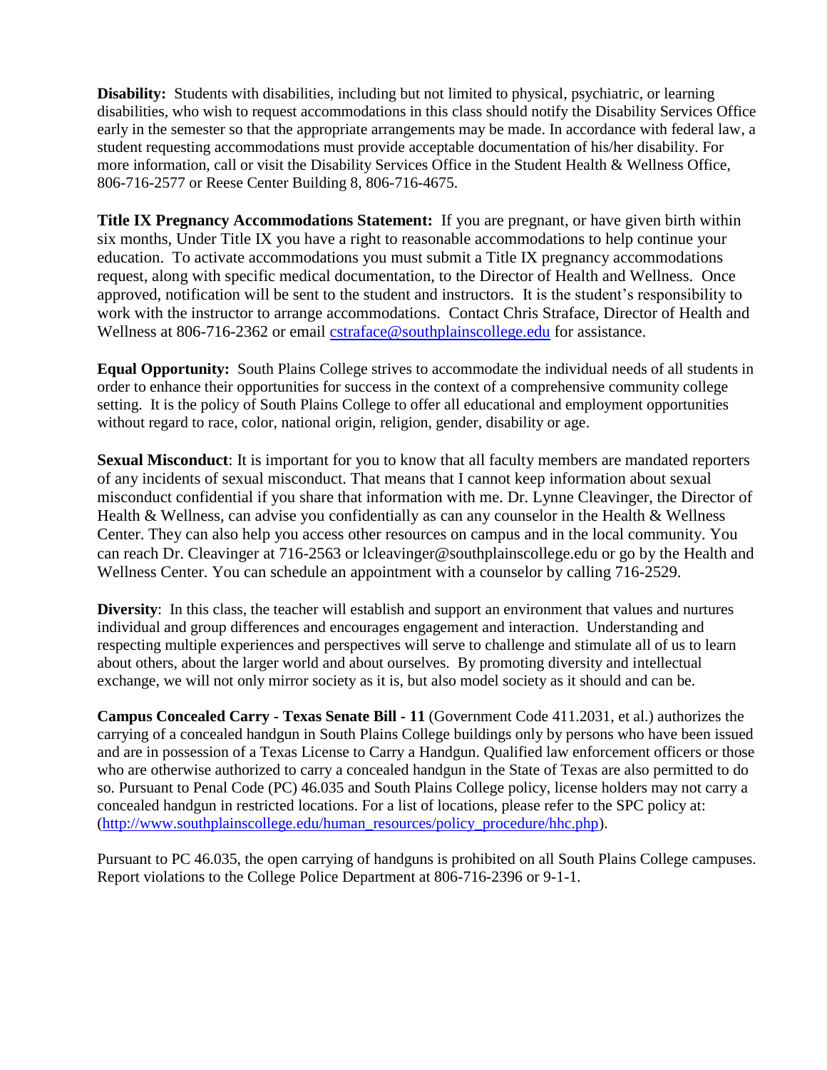**Disability:** Students with disabilities, including but not limited to physical, psychiatric, or learning disabilities, who wish to request accommodations in this class should notify the Disability Services Office early in the semester so that the appropriate arrangements may be made. In accordance with federal law, a student requesting accommodations must provide acceptable documentation of his/her disability. For more information, call or visit the Disability Services Office in the Student Health & Wellness Office, 806-716-2577 or Reese Center Building 8, 806-716-4675.

**Title IX Pregnancy Accommodations Statement:** If you are pregnant, or have given birth within six months, Under Title IX you have a right to reasonable accommodations to help continue your education. To activate accommodations you must submit a Title IX pregnancy accommodations request, along with specific medical documentation, to the Director of Health and Wellness. Once approved, notification will be sent to the student and instructors. It is the student's responsibility to work with the instructor to arrange accommodations. Contact Chris Straface, Director of Health and Wellness at 806-716-2362 or email [cstraface@southplainscollege.edu](mailto:cstraface@southplainscollege.edu) for assistance.

**Equal Opportunity:** South Plains College strives to accommodate the individual needs of all students in order to enhance their opportunities for success in the context of a comprehensive community college setting. It is the policy of South Plains College to offer all educational and employment opportunities without regard to race, color, national origin, religion, gender, disability or age.

**Sexual Misconduct**: It is important for you to know that all faculty members are mandated reporters of any incidents of sexual misconduct. That means that I cannot keep information about sexual misconduct confidential if you share that information with me. Dr. Lynne Cleavinger, the Director of Health & Wellness, can advise you confidentially as can any counselor in the Health & Wellness Center. They can also help you access other resources on campus and in the local community. You can reach Dr. Cleavinger at 716-2563 or lcleavinger@southplainscollege.edu or go by the Health and Wellness Center. You can schedule an appointment with a counselor by calling 716-2529.

**Diversity**: In this class, the teacher will establish and support an environment that values and nurtures individual and group differences and encourages engagement and interaction. Understanding and respecting multiple experiences and perspectives will serve to challenge and stimulate all of us to learn about others, about the larger world and about ourselves. By promoting diversity and intellectual exchange, we will not only mirror society as it is, but also model society as it should and can be.

**Campus Concealed Carry - Texas Senate Bill - 11** (Government Code 411.2031, et al.) authorizes the carrying of a concealed handgun in South Plains College buildings only by persons who have been issued and are in possession of a Texas License to Carry a Handgun. Qualified law enforcement officers or those who are otherwise authorized to carry a concealed handgun in the State of Texas are also permitted to do so. Pursuant to Penal Code (PC) 46.035 and South Plains College policy, license holders may not carry a concealed handgun in restricted locations. For a list of locations, please refer to the SPC policy at: ([http://www.southplainscollege.edu/human_resources/policy_procedure/hhc.php](http://www.southplainscollege.edu/human_resources/policy_procedure/hhc.php)).

Pursuant to PC 46.035, the open carrying of handguns is prohibited on all South Plains College campuses. Report violations to the College Police Department at 806-716-2396 or 9-1-1.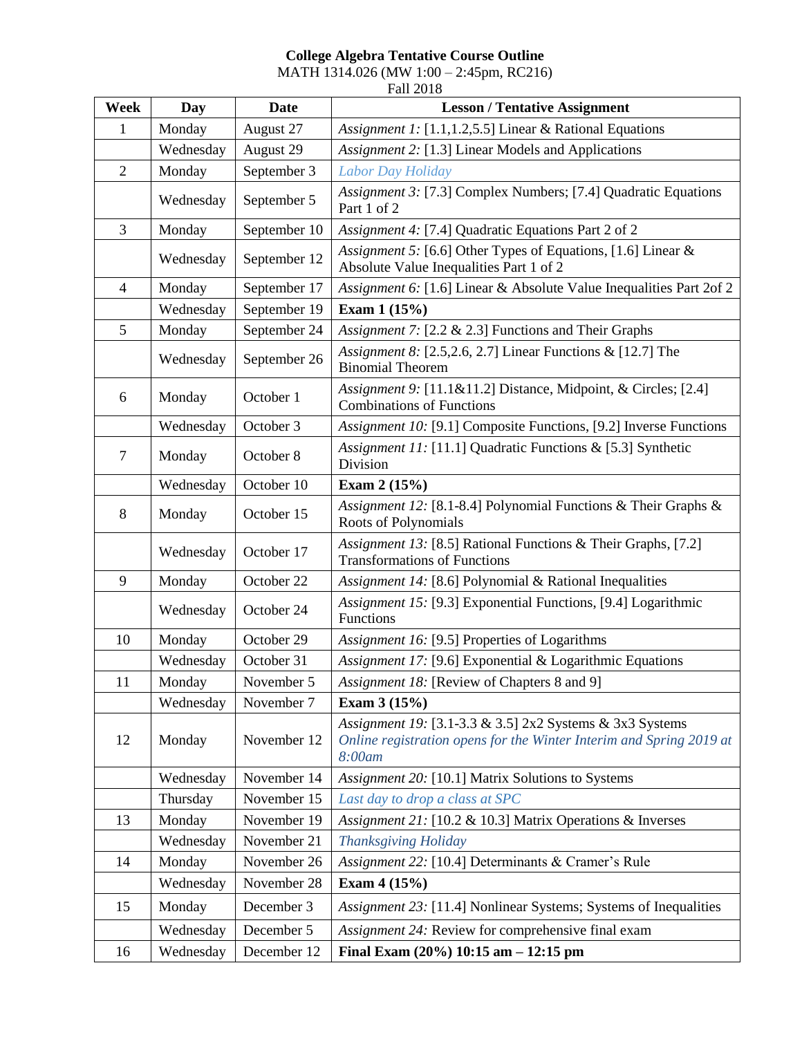**College Algebra Tentative Course Outline**

MATH 1314.026 (MW 1:00 – 2:45pm, RC216)

Fall 2018

| Week | Day | Date | Lesson / Tentative Assignment |
|---|---|---|---|
| 1 | Monday | August 27 | *Assignment 1:* [1.1,1.2,5.5] Linear & Rational Equations |
| | Wednesday | August 29 | *Assignment 2:* [1.3] Linear Models and Applications |
| 2 | Monday | September 3 | *Labor Day Holiday* |
| | Wednesday | September 5 | *Assignment 3:* [7.3] Complex Numbers; [7.4] Quadratic Equations Part 1 of 2 |
| 3 | Monday | September 10 | *Assignment 4:* [7.4] Quadratic Equations Part 2 of 2 |
| | Wednesday | September 12 | *Assignment 5:* [6.6] Other Types of Equations, [1.6] Linear & Absolute Value Inequalities Part 1 of 2 |
| 4 | Monday | September 17 | *Assignment 6:* [1.6] Linear & Absolute Value Inequalities Part 2of 2 |
| | Wednesday | September 19 | **Exam 1 (15%)** |
| 5 | Monday | September 24 | *Assignment 7:* [2.2 & 2.3] Functions and Their Graphs |
| | Wednesday | September 26 | *Assignment 8:* [2.5,2.6, 2.7] Linear Functions & [12.7] The Binomial Theorem |
| 6 | Monday | October 1 | *Assignment 9:* [11.1&11.2] Distance, Midpoint, & Circles; [2.4] Combinations of Functions |
| | Wednesday | October 3 | *Assignment 10:* [9.1] Composite Functions, [9.2] Inverse Functions |
| 7 | Monday | October 8 | *Assignment 11:* [11.1] Quadratic Functions & [5.3] Synthetic Division |
| | Wednesday | October 10 | **Exam 2 (15%)** |
| 8 | Monday | October 15 | *Assignment 12:* [8.1-8.4] Polynomial Functions & Their Graphs & Roots of Polynomials |
| | Wednesday | October 17 | *Assignment 13:* [8.5] Rational Functions & Their Graphs, [7.2] Transformations of Functions |
| 9 | Monday | October 22 | *Assignment 14:* [8.6] Polynomial & Rational Inequalities |
| | Wednesday | October 24 | *Assignment 15:* [9.3] Exponential Functions, [9.4] Logarithmic Functions |
| 10 | Monday | October 29 | *Assignment 16:* [9.5] Properties of Logarithms |
| | Wednesday | October 31 | *Assignment 17:* [9.6] Exponential & Logarithmic Equations |
| 11 | Monday | November 5 | *Assignment 18:* [Review of Chapters 8 and 9] |
| | Wednesday | November 7 | **Exam 3 (15%)** |
| 12 | Monday | November 12 | *Assignment 19:* [3.1-3.3 & 3.5] 2x2 Systems & 3x3 Systems *Online registration opens for the Winter Interim and Spring 2019 at 8:00am* |
| | Wednesday | November 14 | *Assignment 20:* [10.1] Matrix Solutions to Systems |
| | Thursday | November 15 | *Last day to drop a class at SPC* |
| 13 | Monday | November 19 | *Assignment 21:* [10.2 & 10.3] Matrix Operations & Inverses |
| | Wednesday | November 21 | *Thanksgiving Holiday* |
| 14 | Monday | November 26 | *Assignment 22:* [10.4] Determinants & Cramer's Rule |
| | Wednesday | November 28 | **Exam 4 (15%)** |
| 15 | Monday | December 3 | *Assignment 23:* [11.4] Nonlinear Systems; Systems of Inequalities |
| | Wednesday | December 5 | *Assignment 24:* Review for comprehensive final exam |
| 16 | Wednesday | December 12 | **Final Exam (20%) 10:15 am – 12:15 pm** |